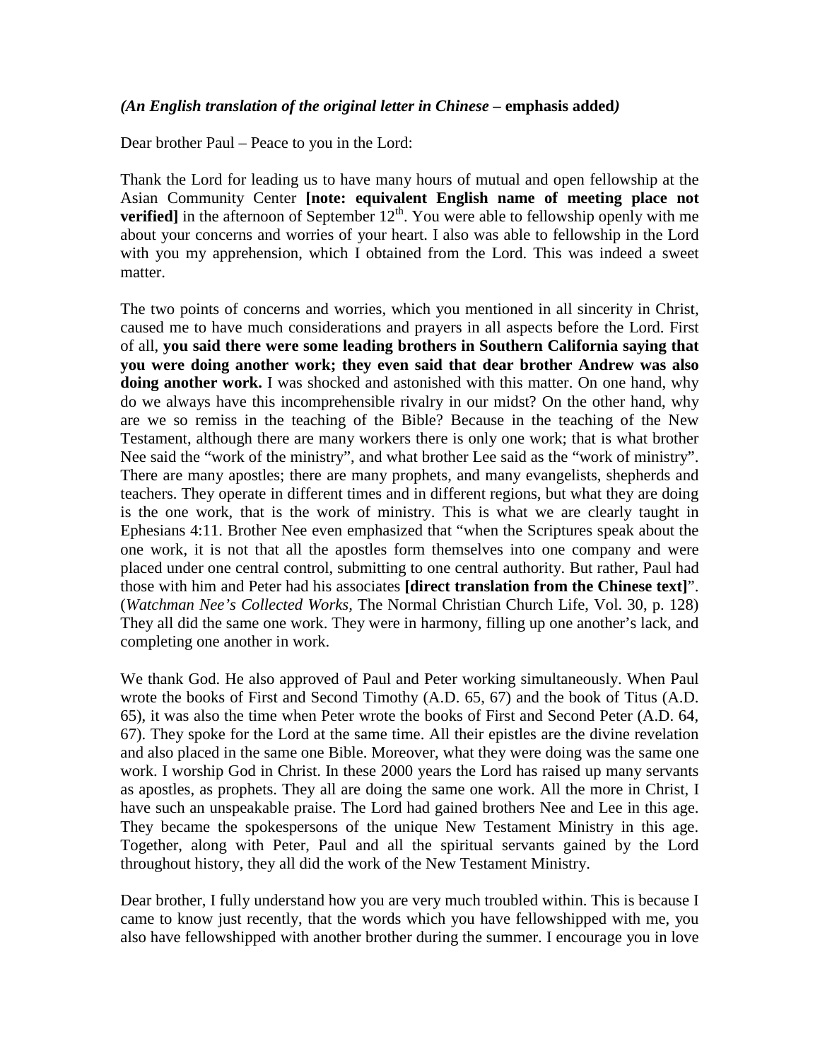*(An English translation of the original letter in Chinese* **– emphasis added***)*

Dear brother Paul – Peace to you in the Lord:

Thank the Lord for leading us to have many hours of mutual and open fellowship at the Asian Community Center **[note: equivalent English name of meeting place not verified]** in the afternoon of September 12th. You were able to fellowship openly with me about your concerns and worries of your heart. I also was able to fellowship in the Lord with you my apprehension, which I obtained from the Lord. This was indeed a sweet matter.

The two points of concerns and worries, which you mentioned in all sincerity in Christ, caused me to have much considerations and prayers in all aspects before the Lord. First of all, **you said there were some leading brothers in Southern California saying that you were doing another work; they even said that dear brother Andrew was also doing another work.** I was shocked and astonished with this matter. On one hand, why do we always have this incomprehensible rivalry in our midst? On the other hand, why are we so remiss in the teaching of the Bible? Because in the teaching of the New Testament, although there are many workers there is only one work; that is what brother Nee said the "work of the ministry", and what brother Lee said as the "work of ministry". There are many apostles; there are many prophets, and many evangelists, shepherds and teachers. They operate in different times and in different regions, but what they are doing is the one work, that is the work of ministry. This is what we are clearly taught in Ephesians 4:11. Brother Nee even emphasized that "when the Scriptures speak about the one work, it is not that all the apostles form themselves into one company and were placed under one central control, submitting to one central authority. But rather, Paul had those with him and Peter had his associates **[direct translation from the Chinese text]**". (*Watchman Nee's Collected Works*, The Normal Christian Church Life, Vol. 30, p. 128) They all did the same one work. They were in harmony, filling up one another's lack, and completing one another in work.

We thank God. He also approved of Paul and Peter working simultaneously. When Paul wrote the books of First and Second Timothy (A.D. 65, 67) and the book of Titus (A.D. 65), it was also the time when Peter wrote the books of First and Second Peter (A.D. 64, 67). They spoke for the Lord at the same time. All their epistles are the divine revelation and also placed in the same one Bible. Moreover, what they were doing was the same one work. I worship God in Christ. In these 2000 years the Lord has raised up many servants as apostles, as prophets. They all are doing the same one work. All the more in Christ, I have such an unspeakable praise. The Lord had gained brothers Nee and Lee in this age. They became the spokespersons of the unique New Testament Ministry in this age. Together, along with Peter, Paul and all the spiritual servants gained by the Lord throughout history, they all did the work of the New Testament Ministry.

Dear brother, I fully understand how you are very much troubled within. This is because I came to know just recently, that the words which you have fellowshipped with me, you also have fellowshipped with another brother during the summer. I encourage you in love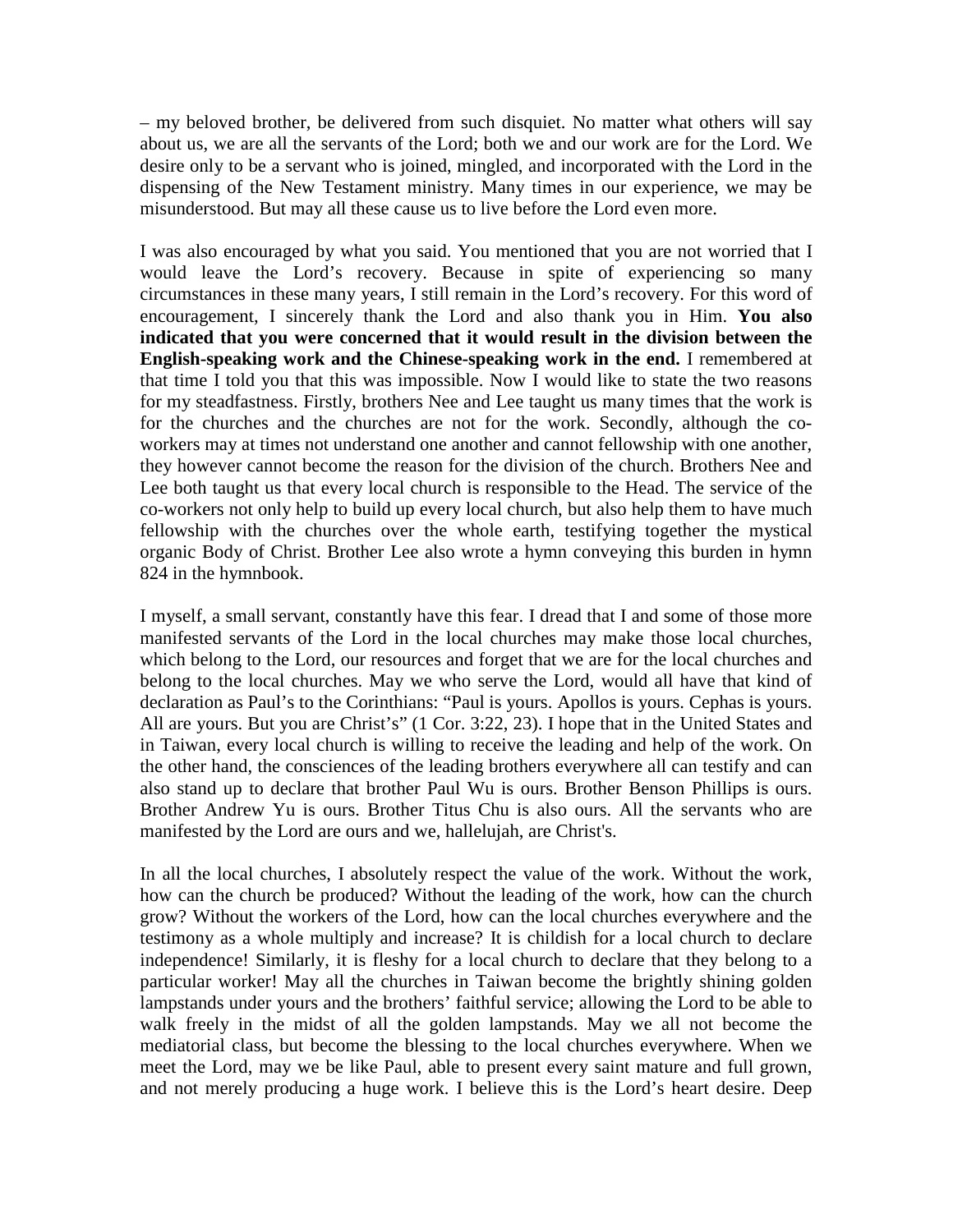– my beloved brother, be delivered from such disquiet. No matter what others will say about us, we are all the servants of the Lord; both we and our work are for the Lord. We desire only to be a servant who is joined, mingled, and incorporated with the Lord in the dispensing of the New Testament ministry. Many times in our experience, we may be misunderstood. But may all these cause us to live before the Lord even more.

I was also encouraged by what you said. You mentioned that you are not worried that I would leave the Lord's recovery. Because in spite of experiencing so many circumstances in these many years, I still remain in the Lord's recovery. For this word of encouragement, I sincerely thank the Lord and also thank you in Him. **You also indicated that you were concerned that it would result in the division between the English-speaking work and the Chinese-speaking work in the end.** I remembered at that time I told you that this was impossible. Now I would like to state the two reasons for my steadfastness. Firstly, brothers Nee and Lee taught us many times that the work is for the churches and the churches are not for the work. Secondly, although the co-workers may at times not understand one another and cannot fellowship with one another, they however cannot become the reason for the division of the church. Brothers Nee and Lee both taught us that every local church is responsible to the Head. The service of the co-workers not only help to build up every local church, but also help them to have much fellowship with the churches over the whole earth, testifying together the mystical organic Body of Christ. Brother Lee also wrote a hymn conveying this burden in hymn 824 in the hymnbook.

I myself, a small servant, constantly have this fear. I dread that I and some of those more manifested servants of the Lord in the local churches may make those local churches, which belong to the Lord, our resources and forget that we are for the local churches and belong to the local churches. May we who serve the Lord, would all have that kind of declaration as Paul's to the Corinthians: "Paul is yours. Apollos is yours. Cephas is yours. All are yours. But you are Christ's" (1 Cor. 3:22, 23). I hope that in the United States and in Taiwan, every local church is willing to receive the leading and help of the work. On the other hand, the consciences of the leading brothers everywhere all can testify and can also stand up to declare that brother Paul Wu is ours. Brother Benson Phillips is ours. Brother Andrew Yu is ours. Brother Titus Chu is also ours. All the servants who are manifested by the Lord are ours and we, hallelujah, are Christ's.

In all the local churches, I absolutely respect the value of the work. Without the work, how can the church be produced? Without the leading of the work, how can the church grow? Without the workers of the Lord, how can the local churches everywhere and the testimony as a whole multiply and increase? It is childish for a local church to declare independence! Similarly, it is fleshy for a local church to declare that they belong to a particular worker! May all the churches in Taiwan become the brightly shining golden lampstands under yours and the brothers' faithful service; allowing the Lord to be able to walk freely in the midst of all the golden lampstands. May we all not become the mediatorial class, but become the blessing to the local churches everywhere. When we meet the Lord, may we be like Paul, able to present every saint mature and full grown, and not merely producing a huge work. I believe this is the Lord's heart desire. Deep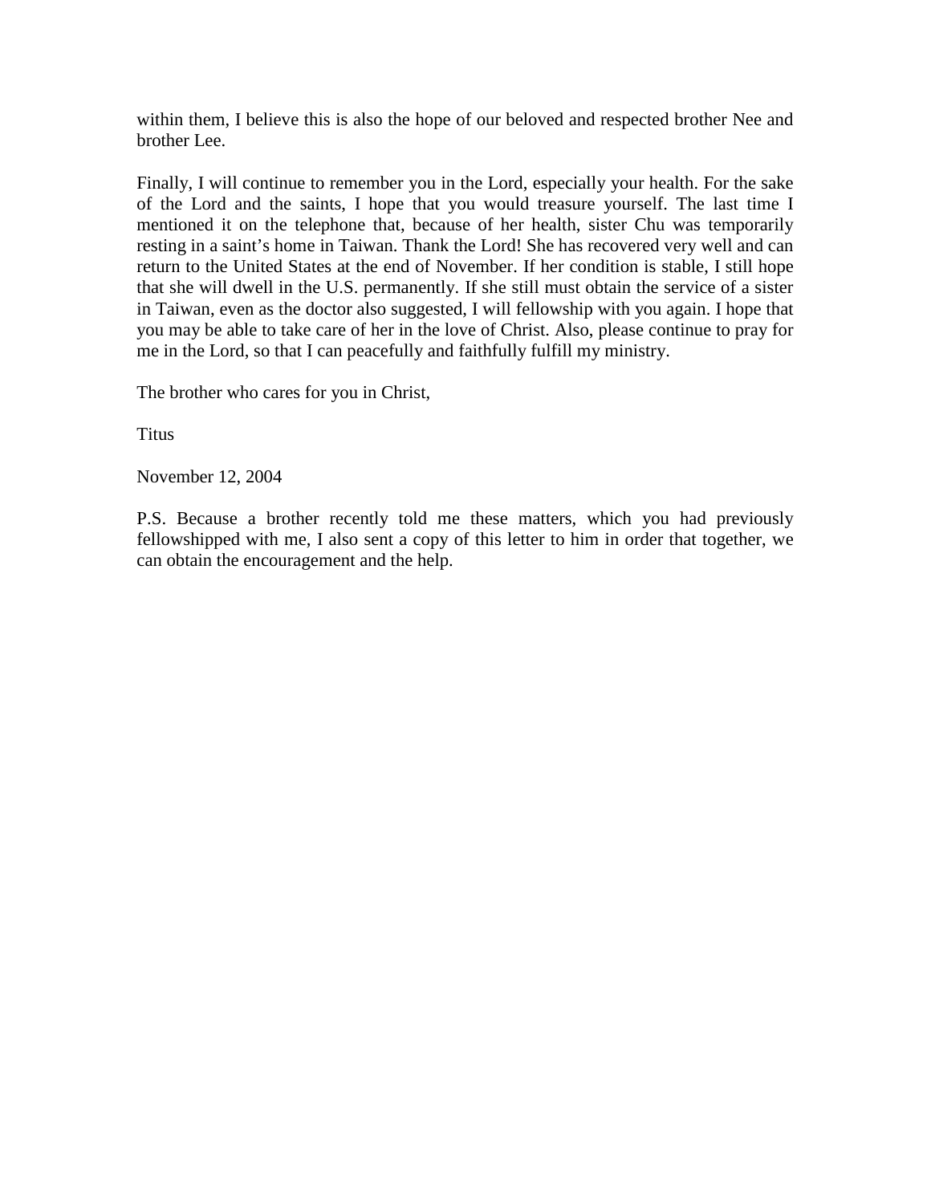within them, I believe this is also the hope of our beloved and respected brother Nee and brother Lee.

Finally, I will continue to remember you in the Lord, especially your health. For the sake of the Lord and the saints, I hope that you would treasure yourself. The last time I mentioned it on the telephone that, because of her health, sister Chu was temporarily resting in a saint's home in Taiwan. Thank the Lord! She has recovered very well and can return to the United States at the end of November. If her condition is stable, I still hope that she will dwell in the U.S. permanently. If she still must obtain the service of a sister in Taiwan, even as the doctor also suggested, I will fellowship with you again. I hope that you may be able to take care of her in the love of Christ. Also, please continue to pray for me in the Lord, so that I can peacefully and faithfully fulfill my ministry.

The brother who cares for you in Christ,

Titus

November 12, 2004

P.S. Because a brother recently told me these matters, which you had previously fellowshipped with me, I also sent a copy of this letter to him in order that together, we can obtain the encouragement and the help.